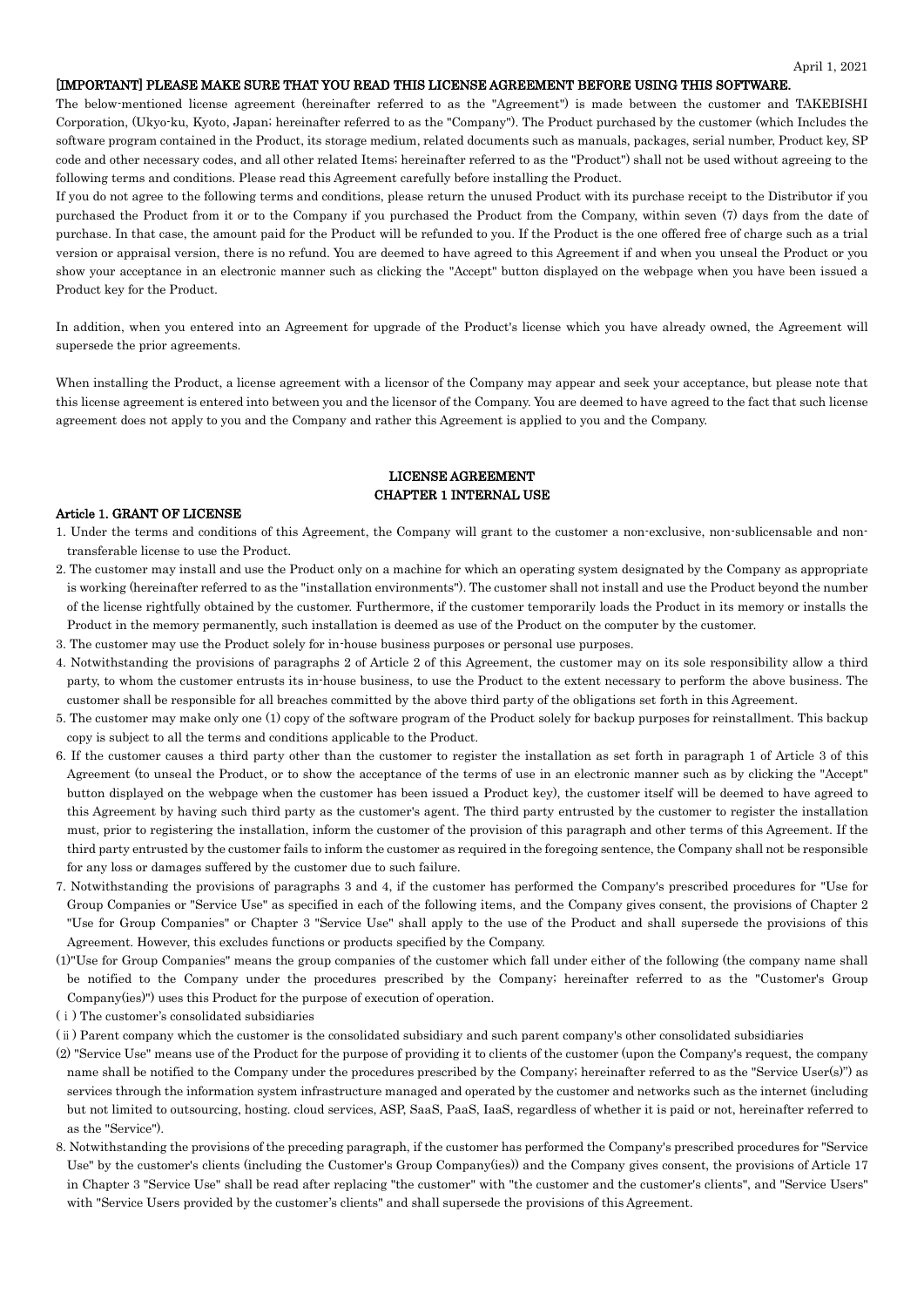April 1, 2021

**[IMPORTANT] PLEASE MAKE SURE THAT YOU READ THIS LICENSE AGREEMENT BEFORE USING THIS SOFTWARE.**

The below-mentioned license agreement (hereinafter referred to as the "Agreement") is made between the customer and TAKEBISHI Corporation, (Ukyo-ku, Kyoto, Japan; hereinafter referred to as the "Company"). The Product purchased by the customer (which Includes the software program contained in the Product, its storage medium, related documents such as manuals, packages, serial number, Product key, SP code and other necessary codes, and all other related Items; hereinafter referred to as the "Product") shall not be used without agreeing to the following terms and conditions. Please read this Agreement carefully before installing the Product.

If you do not agree to the following terms and conditions, please return the unused Product with its purchase receipt to the Distributor if you purchased the Product from it or to the Company if you purchased the Product from the Company, within seven (7) days from the date of purchase. In that case, the amount paid for the Product will be refunded to you. If the Product is the one offered free of charge such as a trial version or appraisal version, there is no refund. You are deemed to have agreed to this Agreement if and when you unseal the Product or you show your acceptance in an electronic manner such as clicking the "Accept" button displayed on the webpage when you have been issued a Product key for the Product.

In addition, when you entered into an Agreement for upgrade of the Product's license which you have already owned, the Agreement will supersede the prior agreements.

When installing the Product, a license agreement with a licensor of the Company may appear and seek your acceptance, but please note that this license agreement is entered into between you and the licensor of the Company. You are deemed to have agreed to the fact that such license agreement does not apply to you and the Company and rather this Agreement is applied to you and the Company.

# LICENSE AGREEMENT

## CHAPTER 1 INTERNAL USE

### Article 1. GRANT OF LICENSE

1. Under the terms and conditions of this Agreement, the Company will grant to the customer a non-exclusive, non-sublicensable and non-transferable license to use the Product.
2. The customer may install and use the Product only on a machine for which an operating system designated by the Company as appropriate is working (hereinafter referred to as the "installation environments"). The customer shall not install and use the Product beyond the number of the license rightfully obtained by the customer. Furthermore, if the customer temporarily loads the Product in its memory or installs the Product in the memory permanently, such installation is deemed as use of the Product on the computer by the customer.
3. The customer may use the Product solely for in-house business purposes or personal use purposes.
4. Notwithstanding the provisions of paragraphs 2 of Article 2 of this Agreement, the customer may on its sole responsibility allow a third party, to whom the customer entrusts its in-house business, to use the Product to the extent necessary to perform the above business. The customer shall be responsible for all breaches committed by the above third party of the obligations set forth in this Agreement.
5. The customer may make only one (1) copy of the software program of the Product solely for backup purposes for reinstallment. This backup copy is subject to all the terms and conditions applicable to the Product.
6. If the customer causes a third party other than the customer to register the installation as set forth in paragraph 1 of Article 3 of this Agreement (to unseal the Product, or to show the acceptance of the terms of use in an electronic manner such as by clicking the "Accept" button displayed on the webpage when the customer has been issued a Product key), the customer itself will be deemed to have agreed to this Agreement by having such third party as the customer's agent. The third party entrusted by the customer to register the installation must, prior to registering the installation, inform the customer of the provision of this paragraph and other terms of this Agreement. If the third party entrusted by the customer fails to inform the customer as required in the foregoing sentence, the Company shall not be responsible for any loss or damages suffered by the customer due to such failure.
7. Notwithstanding the provisions of paragraphs 3 and 4, if the customer has performed the Company's prescribed procedures for "Use for Group Companies or "Service Use" as specified in each of the following items, and the Company gives consent, the provisions of Chapter 2 "Use for Group Companies" or Chapter 3 "Service Use" shall apply to the use of the Product and shall supersede the provisions of this Agreement. However, this excludes functions or products specified by the Company.

(1)"Use for Group Companies" means the group companies of the customer which fall under either of the following (the company name shall be notified to the Company under the procedures prescribed by the Company; hereinafter referred to as the "Customer's Group Company(ies)") uses this Product for the purpose of execution of operation.

(ⅰ) The customer's consolidated subsidiaries

(ⅱ) Parent company which the customer is the consolidated subsidiary and such parent company's other consolidated subsidiaries

(2) "Service Use" means use of the Product for the purpose of providing it to clients of the customer (upon the Company's request, the company name shall be notified to the Company under the procedures prescribed by the Company; hereinafter referred to as the "Service User(s)") as services through the information system infrastructure managed and operated by the customer and networks such as the internet (including but not limited to outsourcing, hosting. cloud services, ASP, SaaS, PaaS, IaaS, regardless of whether it is paid or not, hereinafter referred to as the "Service").

8. Notwithstanding the provisions of the preceding paragraph, if the customer has performed the Company's prescribed procedures for "Service Use" by the customer's clients (including the Customer's Group Company(ies)) and the Company gives consent, the provisions of Article 17 in Chapter 3 "Service Use" shall be read after replacing "the customer" with "the customer and the customer's clients", and "Service Users" with "Service Users provided by the customer's clients" and shall supersede the provisions of this Agreement.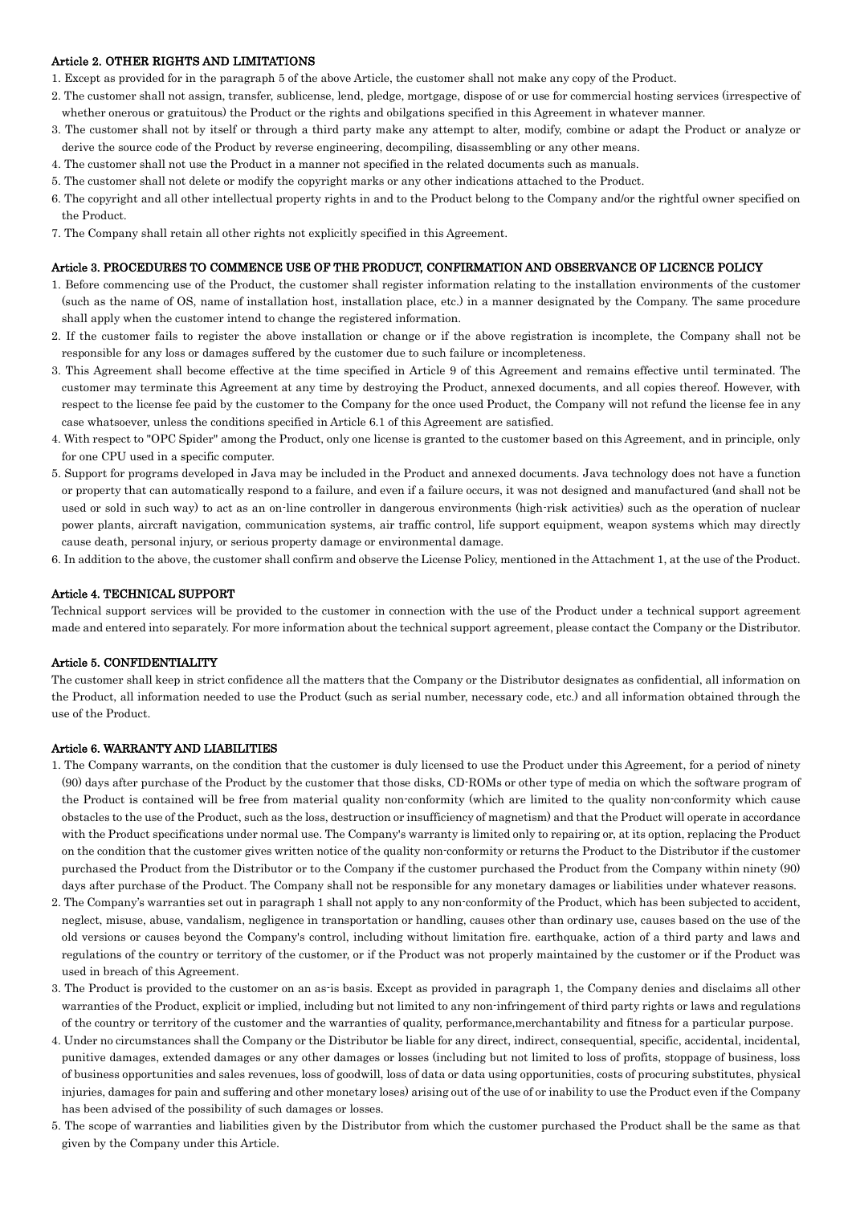### Article 2. OTHER RIGHTS AND LIMITATIONS

1. Except as provided for in the paragraph 5 of the above Article, the customer shall not make any copy of the Product.
2. The customer shall not assign, transfer, sublicense, lend, pledge, mortgage, dispose of or use for commercial hosting services (irrespective of whether onerous or gratuitous) the Product or the rights and obilgations specified in this Agreement in whatever manner.
3. The customer shall not by itself or through a third party make any attempt to alter, modify, combine or adapt the Product or analyze or derive the source code of the Product by reverse engineering, decompiling, disassembling or any other means.
4. The customer shall not use the Product in a manner not specified in the related documents such as manuals.
5. The customer shall not delete or modify the copyright marks or any other indications attached to the Product.
6. The copyright and all other intellectual property rights in and to the Product belong to the Company and/or the rightful owner specified on the Product.
7. The Company shall retain all other rights not explicitly specified in this Agreement.

### Article 3. PROCEDURES TO COMMENCE USE OF THE PRODUCT, CONFIRMATION AND OBSERVANCE OF LICENCE POLICY

1. Before commencing use of the Product, the customer shall register information relating to the installation environments of the customer (such as the name of OS, name of installation host, installation place, etc.) in a manner designated by the Company. The same procedure shall apply when the customer intend to change the registered information.
2. If the customer fails to register the above installation or change or if the above registration is incomplete, the Company shall not be responsible for any loss or damages suffered by the customer due to such failure or incompleteness.
3. This Agreement shall become effective at the time specified in Article 9 of this Agreement and remains effective until terminated. The customer may terminate this Agreement at any time by destroying the Product, annexed documents, and all copies thereof. However, with respect to the license fee paid by the customer to the Company for the once used Product, the Company will not refund the license fee in any case whatsoever, unless the conditions specified in Article 6.1 of this Agreement are satisfied.
4. With respect to "OPC Spider" among the Product, only one license is granted to the customer based on this Agreement, and in principle, only for one CPU used in a specific computer.
5. Support for programs developed in Java may be included in the Product and annexed documents. Java technology does not have a function or property that can automatically respond to a failure, and even if a failure occurs, it was not designed and manufactured (and shall not be used or sold in such way) to act as an on-line controller in dangerous environments (high-risk activities) such as the operation of nuclear power plants, aircraft navigation, communication systems, air traffic control, life support equipment, weapon systems which may directly cause death, personal injury, or serious property damage or environmental damage.
6. In addition to the above, the customer shall confirm and observe the License Policy, mentioned in the Attachment 1, at the use of the Product.

### Article 4. TECHNICAL SUPPORT

Technical support services will be provided to the customer in connection with the use of the Product under a technical support agreement made and entered into separately. For more information about the technical support agreement, please contact the Company or the Distributor.

### Article 5. CONFIDENTIALITY

The customer shall keep in strict confidence all the matters that the Company or the Distributor designates as confidential, all information on the Product, all information needed to use the Product (such as serial number, necessary code, etc.) and all information obtained through the use of the Product.

### Article 6. WARRANTY AND LIABILITIES

1. The Company warrants, on the condition that the customer is duly licensed to use the Product under this Agreement, for a period of ninety (90) days after purchase of the Product by the customer that those disks, CD-ROMs or other type of media on which the software program of the Product is contained will be free from material quality non-conformity (which are limited to the quality non-conformity which cause obstacles to the use of the Product, such as the loss, destruction or insufficiency of magnetism) and that the Product will operate in accordance with the Product specifications under normal use. The Company's warranty is limited only to repairing or, at its option, replacing the Product on the condition that the customer gives written notice of the quality non-conformity or returns the Product to the Distributor if the customer purchased the Product from the Distributor or to the Company if the customer purchased the Product from the Company within ninety (90) days after purchase of the Product. The Company shall not be responsible for any monetary damages or liabilities under whatever reasons.
2. The Company's warranties set out in paragraph 1 shall not apply to any non-conformity of the Product, which has been subjected to accident, neglect, misuse, abuse, vandalism, negligence in transportation or handling, causes other than ordinary use, causes based on the use of the old versions or causes beyond the Company's control, including without limitation fire. earthquake, action of a third party and laws and regulations of the country or territory of the customer, or if the Product was not properly maintained by the customer or if the Product was used in breach of this Agreement.
3. The Product is provided to the customer on an as-is basis. Except as provided in paragraph 1, the Company denies and disclaims all other warranties of the Product, explicit or implied, including but not limited to any non-infringement of third party rights or laws and regulations of the country or territory of the customer and the warranties of quality, performance,merchantability and fitness for a particular purpose.
4. Under no circumstances shall the Company or the Distributor be liable for any direct, indirect, consequential, specific, accidental, incidental, punitive damages, extended damages or any other damages or losses (including but not limited to loss of profits, stoppage of business, loss of business opportunities and sales revenues, loss of goodwill, loss of data or data using opportunities, costs of procuring substitutes, physical injuries, damages for pain and suffering and other monetary loses) arising out of the use of or inability to use the Product even if the Company has been advised of the possibility of such damages or losses.
5. The scope of warranties and liabilities given by the Distributor from which the customer purchased the Product shall be the same as that given by the Company under this Article.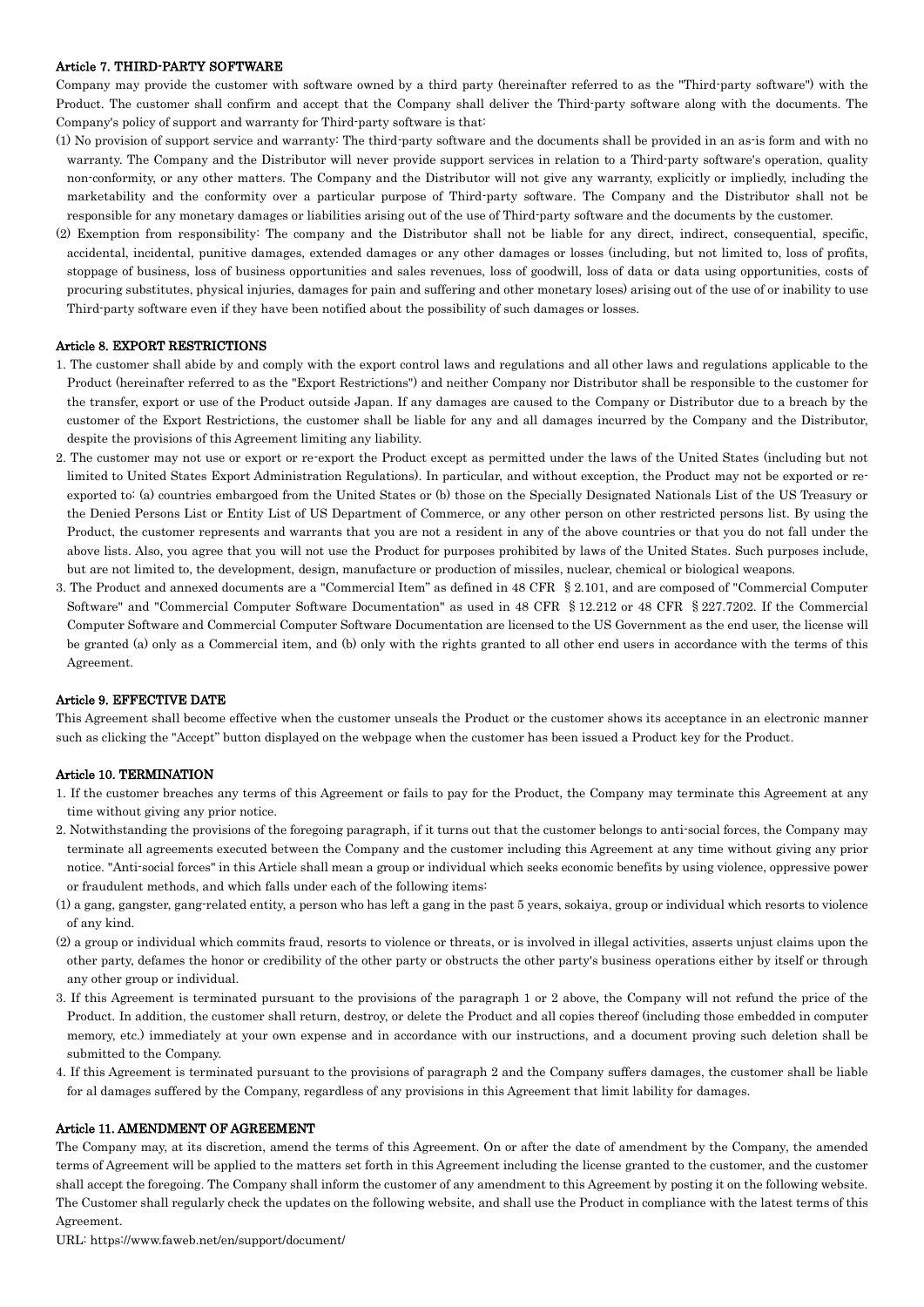### Article 7. THIRD-PARTY SOFTWARE

Company may provide the customer with software owned by a third party (hereinafter referred to as the "Third-party software") with the Product. The customer shall confirm and accept that the Company shall deliver the Third-party software along with the documents. The Company's policy of support and warranty for Third-party software is that:

(1) No provision of support service and warranty: The third-party software and the documents shall be provided in an as-is form and with no warranty. The Company and the Distributor will never provide support services in relation to a Third-party software's operation, quality non-conformity, or any other matters. The Company and the Distributor will not give any warranty, explicitly or impliedly, including the marketability and the conformity over a particular purpose of Third-party software. The Company and the Distributor shall not be responsible for any monetary damages or liabilities arising out of the use of Third-party software and the documents by the customer.

(2) Exemption from responsibility: The company and the Distributor shall not be liable for any direct, indirect, consequential, specific, accidental, incidental, punitive damages, extended damages or any other damages or losses (including, but not limited to, loss of profits, stoppage of business, loss of business opportunities and sales revenues, loss of goodwill, loss of data or data using opportunities, costs of procuring substitutes, physical injuries, damages for pain and suffering and other monetary loses) arising out of the use of or inability to use Third-party software even if they have been notified about the possibility of such damages or losses.

### Article 8. EXPORT RESTRICTIONS

1. The customer shall abide by and comply with the export control laws and regulations and all other laws and regulations applicable to the Product (hereinafter referred to as the "Export Restrictions") and neither Company nor Distributor shall be responsible to the customer for the transfer, export or use of the Product outside Japan. If any damages are caused to the Company or Distributor due to a breach by the customer of the Export Restrictions, the customer shall be liable for any and all damages incurred by the Company and the Distributor, despite the provisions of this Agreement limiting any liability.
2. The customer may not use or export or re-export the Product except as permitted under the laws of the United States (including but not limited to United States Export Administration Regulations). In particular, and without exception, the Product may not be exported or re-exported to: (a) countries embargoed from the United States or (b) those on the Specially Designated Nationals List of the US Treasury or the Denied Persons List or Entity List of US Department of Commerce, or any other person on other restricted persons list. By using the Product, the customer represents and warrants that you are not a resident in any of the above countries or that you do not fall under the above lists. Also, you agree that you will not use the Product for purposes prohibited by laws of the United States. Such purposes include, but are not limited to, the development, design, manufacture or production of missiles, nuclear, chemical or biological weapons.
3. The Product and annexed documents are a "Commercial Item" as defined in 48 CFR §2.101, and are composed of "Commercial Computer Software" and "Commercial Computer Software Documentation" as used in 48 CFR §12.212 or 48 CFR §227.7202. If the Commercial Computer Software and Commercial Computer Software Documentation are licensed to the US Government as the end user, the license will be granted (a) only as a Commercial item, and (b) only with the rights granted to all other end users in accordance with the terms of this Agreement.

### Article 9. EFFECTIVE DATE

This Agreement shall become effective when the customer unseals the Product or the customer shows its acceptance in an electronic manner such as clicking the "Accept" button displayed on the webpage when the customer has been issued a Product key for the Product.

### Article 10. TERMINATION

1. If the customer breaches any terms of this Agreement or fails to pay for the Product, the Company may terminate this Agreement at any time without giving any prior notice.
2. Notwithstanding the provisions of the foregoing paragraph, if it turns out that the customer belongs to anti-social forces, the Company may terminate all agreements executed between the Company and the customer including this Agreement at any time without giving any prior notice. "Anti-social forces" in this Article shall mean a group or individual which seeks economic benefits by using violence, oppressive power or fraudulent methods, and which falls under each of the following items:

(1) a gang, gangster, gang-related entity, a person who has left a gang in the past 5 years, sokaiya, group or individual which resorts to violence of any kind.

(2) a group or individual which commits fraud, resorts to violence or threats, or is involved in illegal activities, asserts unjust claims upon the other party, defames the honor or credibility of the other party or obstructs the other party's business operations either by itself or through any other group or individual.

3. If this Agreement is terminated pursuant to the provisions of the paragraph 1 or 2 above, the Company will not refund the price of the Product. In addition, the customer shall return, destroy, or delete the Product and all copies thereof (including those embedded in computer memory, etc.) immediately at your own expense and in accordance with our instructions, and a document proving such deletion shall be submitted to the Company.
4. If this Agreement is terminated pursuant to the provisions of paragraph 2 and the Company suffers damages, the customer shall be liable for al damages suffered by the Company, regardless of any provisions in this Agreement that limit lability for damages.

### Article 11. AMENDMENT OF AGREEMENT

The Company may, at its discretion, amend the terms of this Agreement. On or after the date of amendment by the Company, the amended terms of Agreement will be applied to the matters set forth in this Agreement including the license granted to the customer, and the customer shall accept the foregoing. The Company shall inform the customer of any amendment to this Agreement by posting it on the following website. The Customer shall regularly check the updates on the following website, and shall use the Product in compliance with the latest terms of this Agreement.

URL: https://www.faweb.net/en/support/document/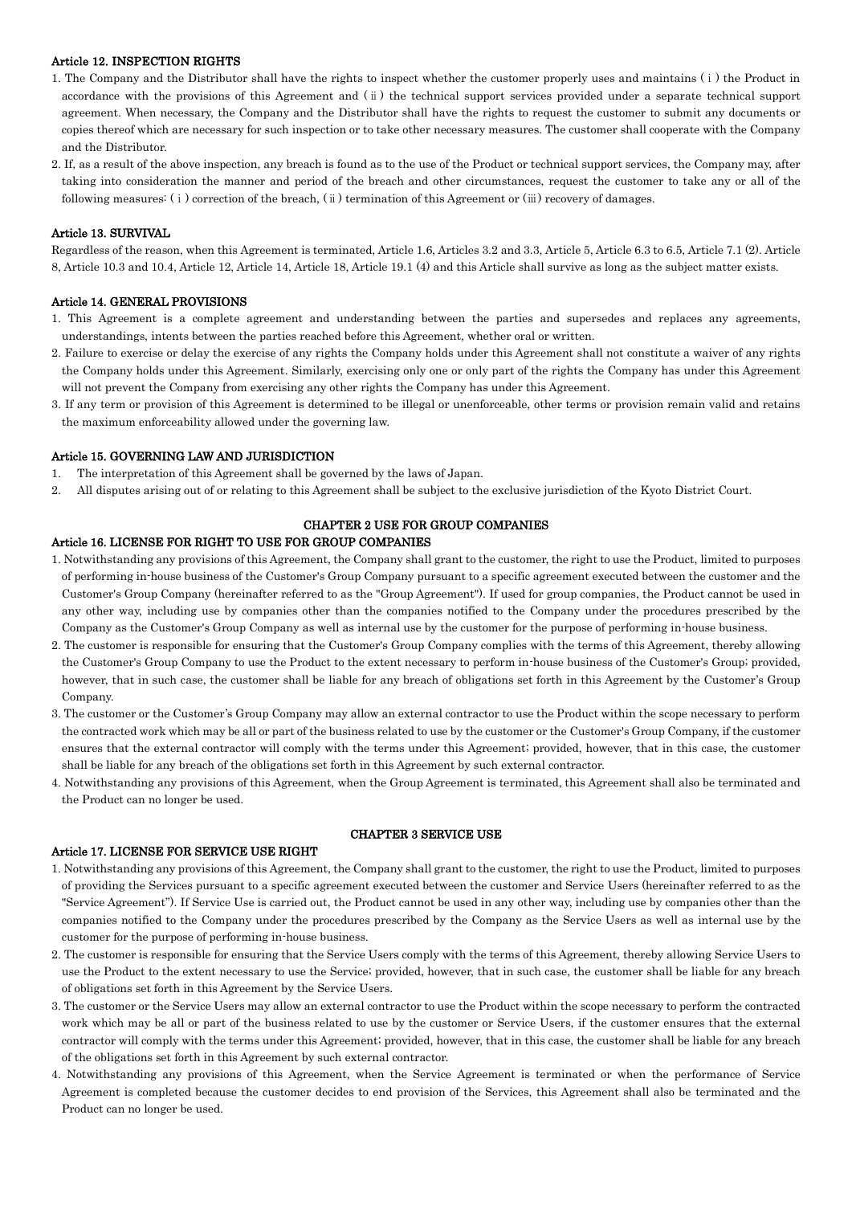### Article 12. INSPECTION RIGHTS

1. The Company and the Distributor shall have the rights to inspect whether the customer properly uses and maintains (ⅰ) the Product in accordance with the provisions of this Agreement and (ⅱ) the technical support services provided under a separate technical support agreement. When necessary, the Company and the Distributor shall have the rights to request the customer to submit any documents or copies thereof which are necessary for such inspection or to take other necessary measures. The customer shall cooperate with the Company and the Distributor.
2. If, as a result of the above inspection, any breach is found as to the use of the Product or technical support services, the Company may, after taking into consideration the manner and period of the breach and other circumstances, request the customer to take any or all of the following measures: (ⅰ) correction of the breach, (ⅱ) termination of this Agreement or (ⅲ) recovery of damages.

### Article 13. SURVIVAL

Regardless of the reason, when this Agreement is terminated, Article 1.6, Articles 3.2 and 3.3, Article 5, Article 6.3 to 6.5, Article 7.1 (2). Article 8, Article 10.3 and 10.4, Article 12, Article 14, Article 18, Article 19.1 (4) and this Article shall survive as long as the subject matter exists.

### Article 14. GENERAL PROVISIONS

1. This Agreement is a complete agreement and understanding between the parties and supersedes and replaces any agreements, understandings, intents between the parties reached before this Agreement, whether oral or written.
2. Failure to exercise or delay the exercise of any rights the Company holds under this Agreement shall not constitute a waiver of any rights the Company holds under this Agreement. Similarly, exercising only one or only part of the rights the Company has under this Agreement will not prevent the Company from exercising any other rights the Company has under this Agreement.
3. If any term or provision of this Agreement is determined to be illegal or unenforceable, other terms or provision remain valid and retains the maximum enforceability allowed under the governing law.

### Article 15. GOVERNING LAW AND JURISDICTION

1. The interpretation of this Agreement shall be governed by the laws of Japan.
2. All disputes arising out of or relating to this Agreement shall be subject to the exclusive jurisdiction of the Kyoto District Court.

## CHAPTER 2 USE FOR GROUP COMPANIES

### Article 16. LICENSE FOR RIGHT TO USE FOR GROUP COMPANIES

1. Notwithstanding any provisions of this Agreement, the Company shall grant to the customer, the right to use the Product, limited to purposes of performing in-house business of the Customer's Group Company pursuant to a specific agreement executed between the customer and the Customer's Group Company (hereinafter referred to as the "Group Agreement"). If used for group companies, the Product cannot be used in any other way, including use by companies other than the companies notified to the Company under the procedures prescribed by the Company as the Customer's Group Company as well as internal use by the customer for the purpose of performing in-house business.
2. The customer is responsible for ensuring that the Customer's Group Company complies with the terms of this Agreement, thereby allowing the Customer's Group Company to use the Product to the extent necessary to perform in-house business of the Customer's Group; provided, however, that in such case, the customer shall be liable for any breach of obligations set forth in this Agreement by the Customer's Group Company.
3. The customer or the Customer's Group Company may allow an external contractor to use the Product within the scope necessary to perform the contracted work which may be all or part of the business related to use by the customer or the Customer's Group Company, if the customer ensures that the external contractor will comply with the terms under this Agreement; provided, however, that in this case, the customer shall be liable for any breach of the obligations set forth in this Agreement by such external contractor.
4. Notwithstanding any provisions of this Agreement, when the Group Agreement is terminated, this Agreement shall also be terminated and the Product can no longer be used.

## CHAPTER 3 SERVICE USE

### Article 17. LICENSE FOR SERVICE USE RIGHT

1. Notwithstanding any provisions of this Agreement, the Company shall grant to the customer, the right to use the Product, limited to purposes of providing the Services pursuant to a specific agreement executed between the customer and Service Users (hereinafter referred to as the "Service Agreement"). If Service Use is carried out, the Product cannot be used in any other way, including use by companies other than the companies notified to the Company under the procedures prescribed by the Company as the Service Users as well as internal use by the customer for the purpose of performing in-house business.
2. The customer is responsible for ensuring that the Service Users comply with the terms of this Agreement, thereby allowing Service Users to use the Product to the extent necessary to use the Service; provided, however, that in such case, the customer shall be liable for any breach of obligations set forth in this Agreement by the Service Users.
3. The customer or the Service Users may allow an external contractor to use the Product within the scope necessary to perform the contracted work which may be all or part of the business related to use by the customer or Service Users, if the customer ensures that the external contractor will comply with the terms under this Agreement; provided, however, that in this case, the customer shall be liable for any breach of the obligations set forth in this Agreement by such external contractor.
4. Notwithstanding any provisions of this Agreement, when the Service Agreement is terminated or when the performance of Service Agreement is completed because the customer decides to end provision of the Services, this Agreement shall also be terminated and the Product can no longer be used.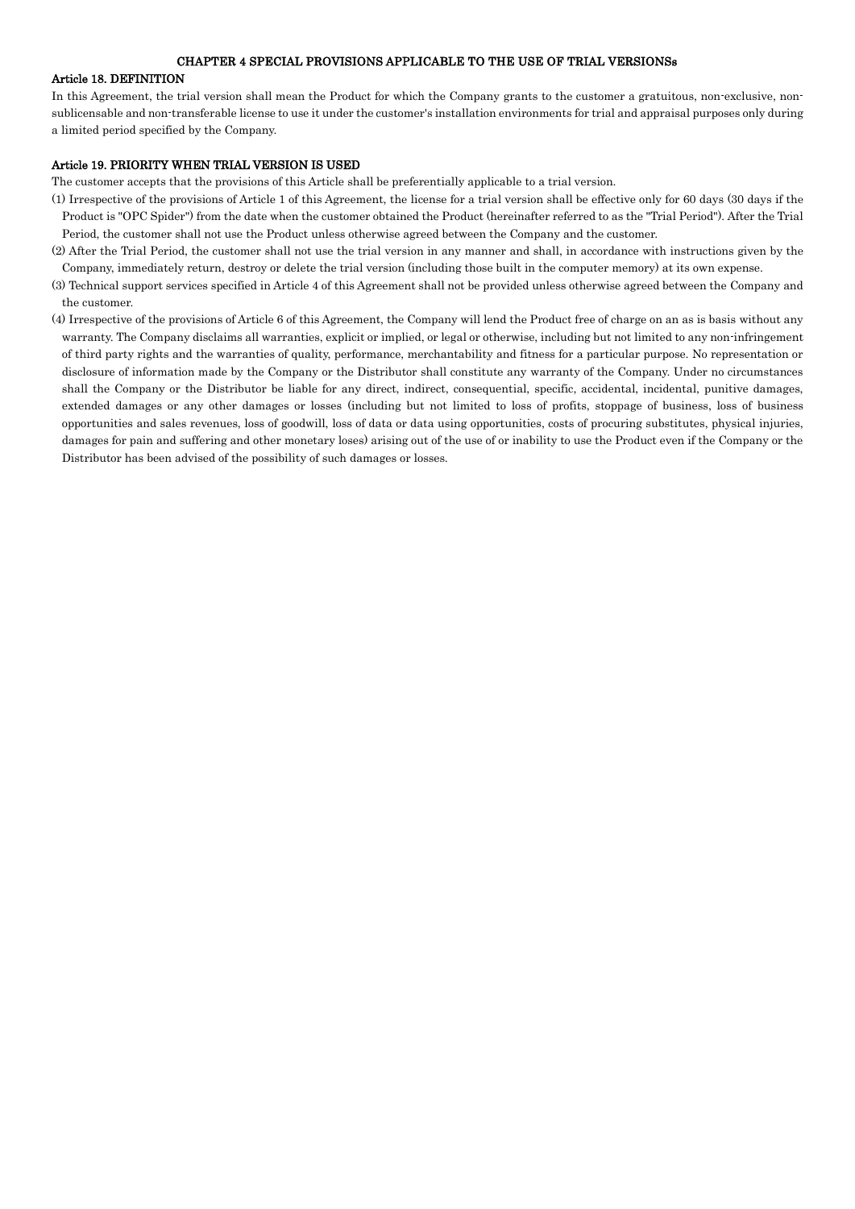## CHAPTER 4 SPECIAL PROVISIONS APPLICABLE TO THE USE OF TRIAL VERSIONSs

### Article 18. DEFINITION

In this Agreement, the trial version shall mean the Product for which the Company grants to the customer a gratuitous, non-exclusive, non-sublicensable and non-transferable license to use it under the customer's installation environments for trial and appraisal purposes only during a limited period specified by the Company.

### Article 19. PRIORITY WHEN TRIAL VERSION IS USED

The customer accepts that the provisions of this Article shall be preferentially applicable to a trial version.

(1) Irrespective of the provisions of Article 1 of this Agreement, the license for a trial version shall be effective only for 60 days (30 days if the Product is "OPC Spider") from the date when the customer obtained the Product (hereinafter referred to as the "Trial Period"). After the Trial Period, the customer shall not use the Product unless otherwise agreed between the Company and the customer.

(2) After the Trial Period, the customer shall not use the trial version in any manner and shall, in accordance with instructions given by the Company, immediately return, destroy or delete the trial version (including those built in the computer memory) at its own expense.

(3) Technical support services specified in Article 4 of this Agreement shall not be provided unless otherwise agreed between the Company and the customer.

(4) Irrespective of the provisions of Article 6 of this Agreement, the Company will lend the Product free of charge on an as is basis without any warranty. The Company disclaims all warranties, explicit or implied, or legal or otherwise, including but not limited to any non-infringement of third party rights and the warranties of quality, performance, merchantability and fitness for a particular purpose. No representation or disclosure of information made by the Company or the Distributor shall constitute any warranty of the Company. Under no circumstances shall the Company or the Distributor be liable for any direct, indirect, consequential, specific, accidental, incidental, punitive damages, extended damages or any other damages or losses (including but not limited to loss of profits, stoppage of business, loss of business opportunities and sales revenues, loss of goodwill, loss of data or data using opportunities, costs of procuring substitutes, physical injuries, damages for pain and suffering and other monetary loses) arising out of the use of or inability to use the Product even if the Company or the Distributor has been advised of the possibility of such damages or losses.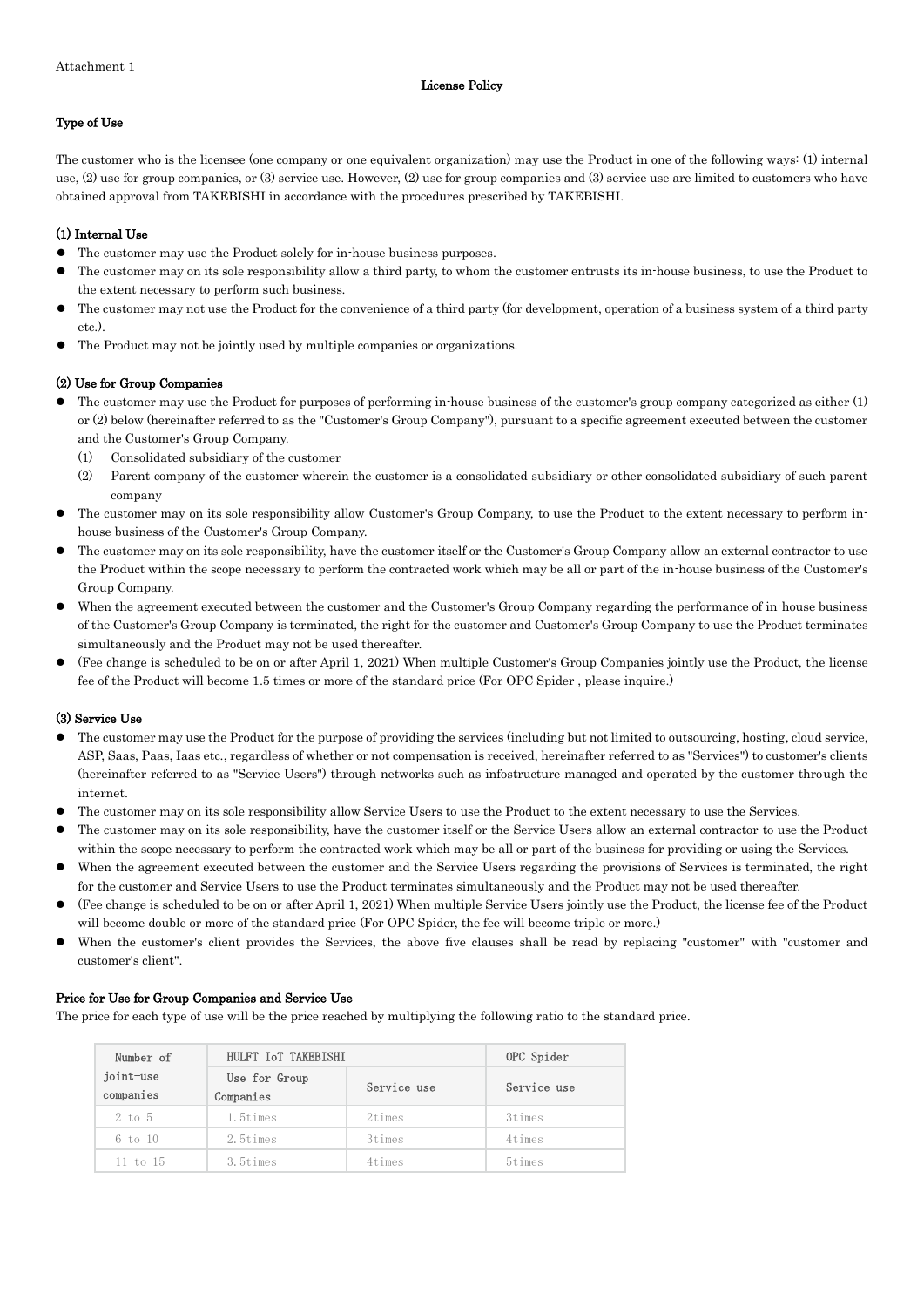Attachment 1

# License Policy

## Type of Use

The customer who is the licensee (one company or one equivalent organization) may use the Product in one of the following ways: (1) internal use, (2) use for group companies, or (3) service use. However, (2) use for group companies and (3) service use are limited to customers who have obtained approval from TAKEBISHI in accordance with the procedures prescribed by TAKEBISHI.

### (1) Internal Use

- The customer may use the Product solely for in-house business purposes.
- The customer may on its sole responsibility allow a third party, to whom the customer entrusts its in-house business, to use the Product to the extent necessary to perform such business.
- The customer may not use the Product for the convenience of a third party (for development, operation of a business system of a third party etc.).
- The Product may not be jointly used by multiple companies or organizations.

### (2) Use for Group Companies

- The customer may use the Product for purposes of performing in-house business of the customer's group company categorized as either (1) or (2) below (hereinafter referred to as the "Customer's Group Company"), pursuant to a specific agreement executed between the customer and the Customer's Group Company.
  - (1) Consolidated subsidiary of the customer
  - (2) Parent company of the customer wherein the customer is a consolidated subsidiary or other consolidated subsidiary of such parent company
- The customer may on its sole responsibility allow Customer's Group Company, to use the Product to the extent necessary to perform in-house business of the Customer's Group Company.
- The customer may on its sole responsibility, have the customer itself or the Customer's Group Company allow an external contractor to use the Product within the scope necessary to perform the contracted work which may be all or part of the in-house business of the Customer's Group Company.
- When the agreement executed between the customer and the Customer's Group Company regarding the performance of in-house business of the Customer's Group Company is terminated, the right for the customer and Customer's Group Company to use the Product terminates simultaneously and the Product may not be used thereafter.
- (Fee change is scheduled to be on or after April 1, 2021) When multiple Customer's Group Companies jointly use the Product, the license fee of the Product will become 1.5 times or more of the standard price (For OPC Spider , please inquire.)

### (3) Service Use

- The customer may use the Product for the purpose of providing the services (including but not limited to outsourcing, hosting, cloud service, ASP, Saas, Paas, Iaas etc., regardless of whether or not compensation is received, hereinafter referred to as "Services") to customer's clients (hereinafter referred to as "Service Users") through networks such as infostructure managed and operated by the customer through the internet.
- The customer may on its sole responsibility allow Service Users to use the Product to the extent necessary to use the Services.
- The customer may on its sole responsibility, have the customer itself or the Service Users allow an external contractor to use the Product within the scope necessary to perform the contracted work which may be all or part of the business for providing or using the Services.
- When the agreement executed between the customer and the Service Users regarding the provisions of Services is terminated, the right for the customer and Service Users to use the Product terminates simultaneously and the Product may not be used thereafter.
- (Fee change is scheduled to be on or after April 1, 2021) When multiple Service Users jointly use the Product, the license fee of the Product will become double or more of the standard price (For OPC Spider, the fee will become triple or more.)
- When the customer's client provides the Services, the above five clauses shall be read by replacing "customer" with "customer and customer's client".

### Price for Use for Group Companies and Service Use

The price for each type of use will be the price reached by multiplying the following ratio to the standard price.

| Number of joint-use companies | HULFT IoT TAKEBISHI | | OPC Spider |
|---|---|---|---|
| | Use for Group Companies | Service use | Service use |
| 2 to 5 | 1.5times | 2times | 3times |
| 6 to 10 | 2.5times | 3times | 4times |
| 11 to 15 | 3.5times | 4times | 5times |